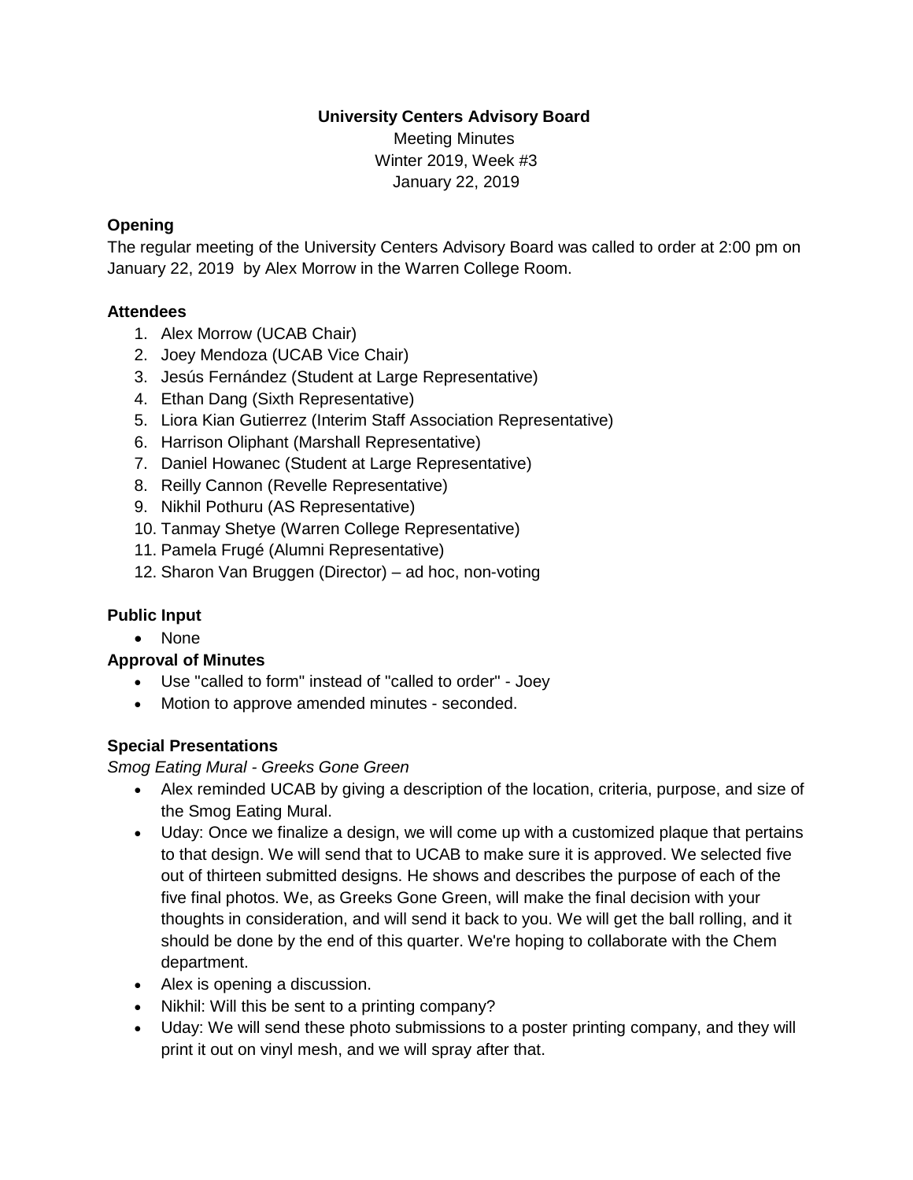**University Centers Advisory Board**

Meeting Minutes
Winter 2019, Week #3
January 22, 2019

### Opening

The regular meeting of the University Centers Advisory Board was called to order at 2:00 pm on January 22, 2019 by Alex Morrow in the Warren College Room.

### Attendees

1. Alex Morrow (UCAB Chair)
2. Joey Mendoza (UCAB Vice Chair)
3. Jesús Fernández (Student at Large Representative)
4. Ethan Dang (Sixth Representative)
5. Liora Kian Gutierrez (Interim Staff Association Representative)
6. Harrison Oliphant (Marshall Representative)
7. Daniel Howanec (Student at Large Representative)
8. Reilly Cannon (Revelle Representative)
9. Nikhil Pothuru (AS Representative)
10. Tanmay Shetye (Warren College Representative)
11. Pamela Frugé (Alumni Representative)
12. Sharon Van Bruggen (Director) – ad hoc, non-voting

### Public Input

- None

### Approval of Minutes

- Use "called to form" instead of "called to order" - Joey
- Motion to approve amended minutes - seconded.

### Special Presentations

*Smog Eating Mural - Greeks Gone Green*

- Alex reminded UCAB by giving a description of the location, criteria, purpose, and size of the Smog Eating Mural.
- Uday: Once we finalize a design, we will come up with a customized plaque that pertains to that design. We will send that to UCAB to make sure it is approved. We selected five out of thirteen submitted designs. He shows and describes the purpose of each of the five final photos. We, as Greeks Gone Green, will make the final decision with your thoughts in consideration, and will send it back to you. We will get the ball rolling, and it should be done by the end of this quarter. We're hoping to collaborate with the Chem department.
- Alex is opening a discussion.
- Nikhil: Will this be sent to a printing company?
- Uday: We will send these photo submissions to a poster printing company, and they will print it out on vinyl mesh, and we will spray after that.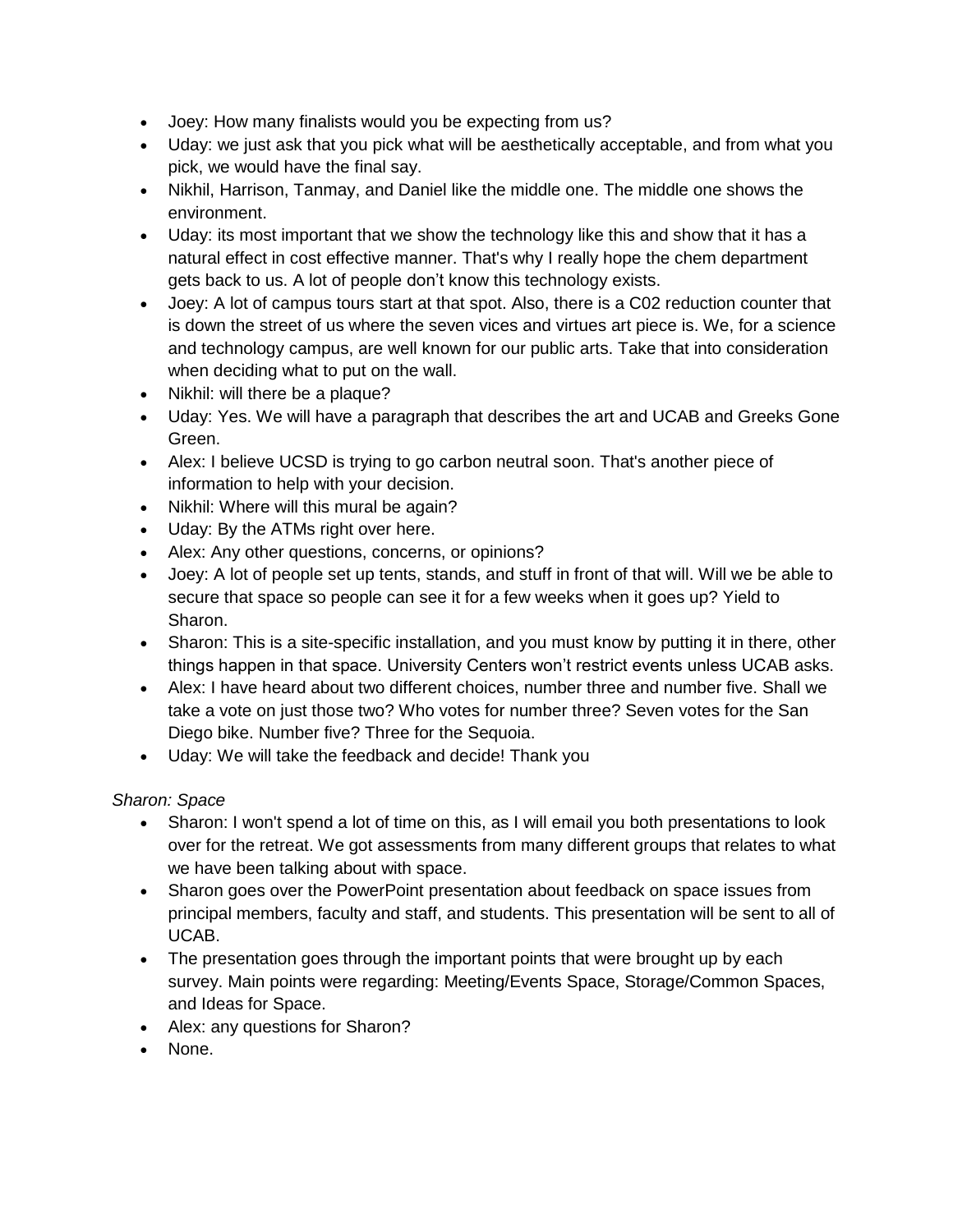- Joey: How many finalists would you be expecting from us?
- Uday: we just ask that you pick what will be aesthetically acceptable, and from what you pick, we would have the final say.
- Nikhil, Harrison, Tanmay, and Daniel like the middle one. The middle one shows the environment.
- Uday: its most important that we show the technology like this and show that it has a natural effect in cost effective manner. That's why I really hope the chem department gets back to us. A lot of people don't know this technology exists.
- Joey: A lot of campus tours start at that spot. Also, there is a C02 reduction counter that is down the street of us where the seven vices and virtues art piece is. We, for a science and technology campus, are well known for our public arts. Take that into consideration when deciding what to put on the wall.
- Nikhil: will there be a plaque?
- Uday: Yes. We will have a paragraph that describes the art and UCAB and Greeks Gone Green.
- Alex: I believe UCSD is trying to go carbon neutral soon. That's another piece of information to help with your decision.
- Nikhil: Where will this mural be again?
- Uday: By the ATMs right over here.
- Alex: Any other questions, concerns, or opinions?
- Joey: A lot of people set up tents, stands, and stuff in front of that will. Will we be able to secure that space so people can see it for a few weeks when it goes up? Yield to Sharon.
- Sharon: This is a site-specific installation, and you must know by putting it in there, other things happen in that space. University Centers won't restrict events unless UCAB asks.
- Alex: I have heard about two different choices, number three and number five. Shall we take a vote on just those two? Who votes for number three? Seven votes for the San Diego bike. Number five? Three for the Sequoia.
- Uday: We will take the feedback and decide! Thank you

*Sharon: Space*

- Sharon: I won't spend a lot of time on this, as I will email you both presentations to look over for the retreat. We got assessments from many different groups that relates to what we have been talking about with space.
- Sharon goes over the PowerPoint presentation about feedback on space issues from principal members, faculty and staff, and students. This presentation will be sent to all of UCAB.
- The presentation goes through the important points that were brought up by each survey. Main points were regarding: Meeting/Events Space, Storage/Common Spaces, and Ideas for Space.
- Alex: any questions for Sharon?
- None.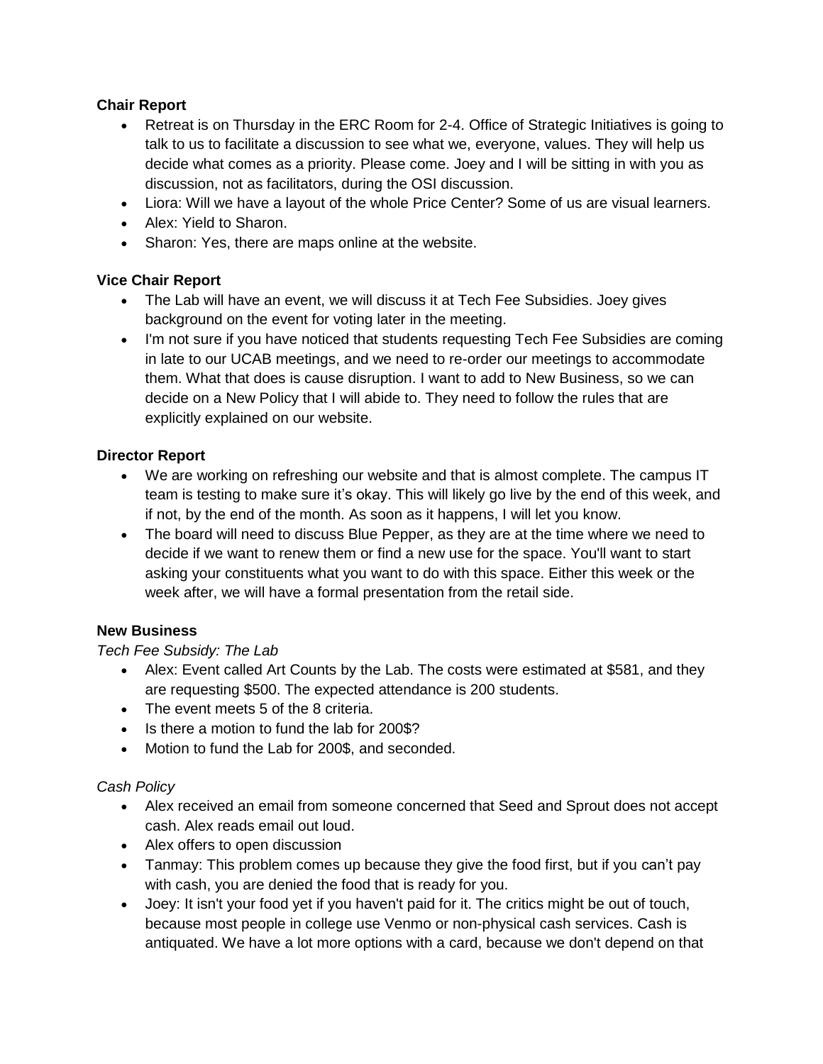**Chair Report**

- Retreat is on Thursday in the ERC Room for 2-4. Office of Strategic Initiatives is going to talk to us to facilitate a discussion to see what we, everyone, values. They will help us decide what comes as a priority. Please come. Joey and I will be sitting in with you as discussion, not as facilitators, during the OSI discussion.
- Liora: Will we have a layout of the whole Price Center? Some of us are visual learners.
- Alex: Yield to Sharon.
- Sharon: Yes, there are maps online at the website.

**Vice Chair Report**

- The Lab will have an event, we will discuss it at Tech Fee Subsidies. Joey gives background on the event for voting later in the meeting.
- I'm not sure if you have noticed that students requesting Tech Fee Subsidies are coming in late to our UCAB meetings, and we need to re-order our meetings to accommodate them. What that does is cause disruption. I want to add to New Business, so we can decide on a New Policy that I will abide to. They need to follow the rules that are explicitly explained on our website.

**Director Report**

- We are working on refreshing our website and that is almost complete. The campus IT team is testing to make sure it's okay. This will likely go live by the end of this week, and if not, by the end of the month. As soon as it happens, I will let you know.
- The board will need to discuss Blue Pepper, as they are at the time where we need to decide if we want to renew them or find a new use for the space. You'll want to start asking your constituents what you want to do with this space. Either this week or the week after, we will have a formal presentation from the retail side.

**New Business**

*Tech Fee Subsidy: The Lab*

- Alex: Event called Art Counts by the Lab. The costs were estimated at $581, and they are requesting $500. The expected attendance is 200 students.
- The event meets 5 of the 8 criteria.
- Is there a motion to fund the lab for 200$?
- Motion to fund the Lab for 200$, and seconded.

*Cash Policy*

- Alex received an email from someone concerned that Seed and Sprout does not accept cash. Alex reads email out loud.
- Alex offers to open discussion
- Tanmay: This problem comes up because they give the food first, but if you can't pay with cash, you are denied the food that is ready for you.
- Joey: It isn't your food yet if you haven't paid for it. The critics might be out of touch, because most people in college use Venmo or non-physical cash services. Cash is antiquated. We have a lot more options with a card, because we don't depend on that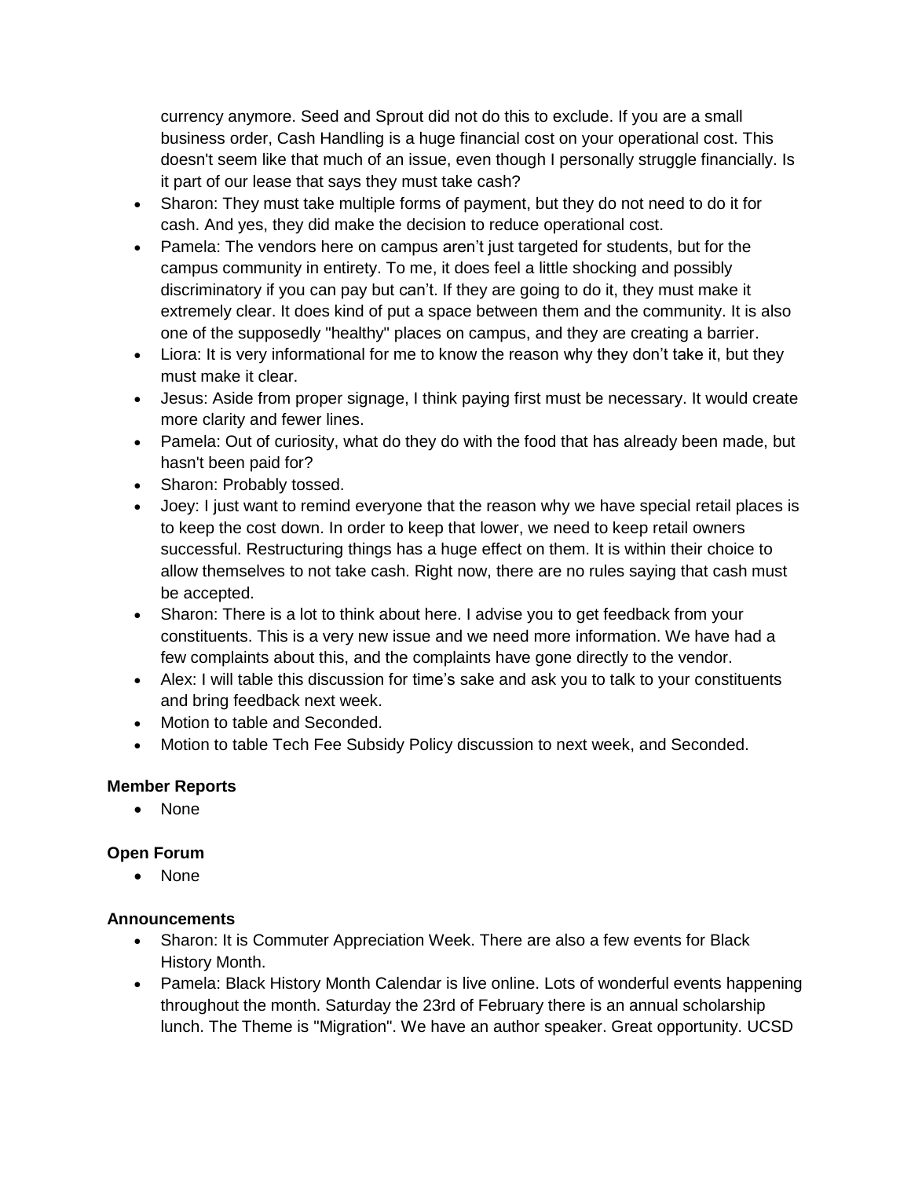currency anymore. Seed and Sprout did not do this to exclude. If you are a small business order, Cash Handling is a huge financial cost on your operational cost. This doesn't seem like that much of an issue, even though I personally struggle financially. Is it part of our lease that says they must take cash?

- Sharon: They must take multiple forms of payment, but they do not need to do it for cash. And yes, they did make the decision to reduce operational cost.
- Pamela: The vendors here on campus aren't just targeted for students, but for the campus community in entirety. To me, it does feel a little shocking and possibly discriminatory if you can pay but can't. If they are going to do it, they must make it extremely clear. It does kind of put a space between them and the community. It is also one of the supposedly "healthy" places on campus, and they are creating a barrier.
- Liora: It is very informational for me to know the reason why they don't take it, but they must make it clear.
- Jesus: Aside from proper signage, I think paying first must be necessary. It would create more clarity and fewer lines.
- Pamela: Out of curiosity, what do they do with the food that has already been made, but hasn't been paid for?
- Sharon: Probably tossed.
- Joey: I just want to remind everyone that the reason why we have special retail places is to keep the cost down. In order to keep that lower, we need to keep retail owners successful. Restructuring things has a huge effect on them. It is within their choice to allow themselves to not take cash. Right now, there are no rules saying that cash must be accepted.
- Sharon: There is a lot to think about here. I advise you to get feedback from your constituents. This is a very new issue and we need more information. We have had a few complaints about this, and the complaints have gone directly to the vendor.
- Alex: I will table this discussion for time's sake and ask you to talk to your constituents and bring feedback next week.
- Motion to table and Seconded.
- Motion to table Tech Fee Subsidy Policy discussion to next week, and Seconded.

**Member Reports**

- None

**Open Forum**

- None

**Announcements**

- Sharon: It is Commuter Appreciation Week. There are also a few events for Black History Month.
- Pamela: Black History Month Calendar is live online. Lots of wonderful events happening throughout the month. Saturday the 23rd of February there is an annual scholarship lunch. The Theme is "Migration". We have an author speaker. Great opportunity. UCSD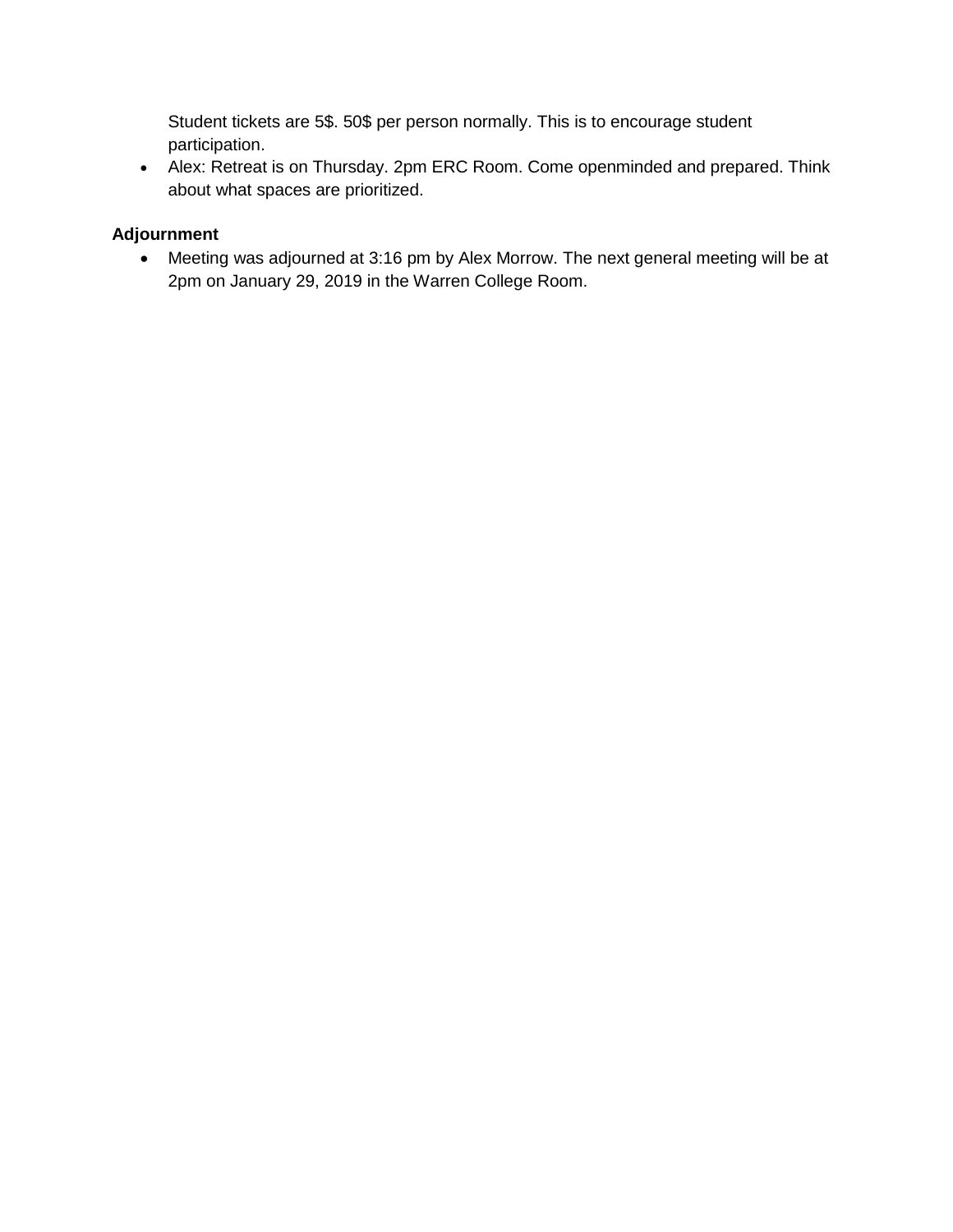Student tickets are 5$. 50$ per person normally. This is to encourage student participation.

- Alex: Retreat is on Thursday. 2pm ERC Room. Come openminded and prepared. Think about what spaces are prioritized.

**Adjournment**

- Meeting was adjourned at 3:16 pm by Alex Morrow. The next general meeting will be at 2pm on January 29, 2019 in the Warren College Room.